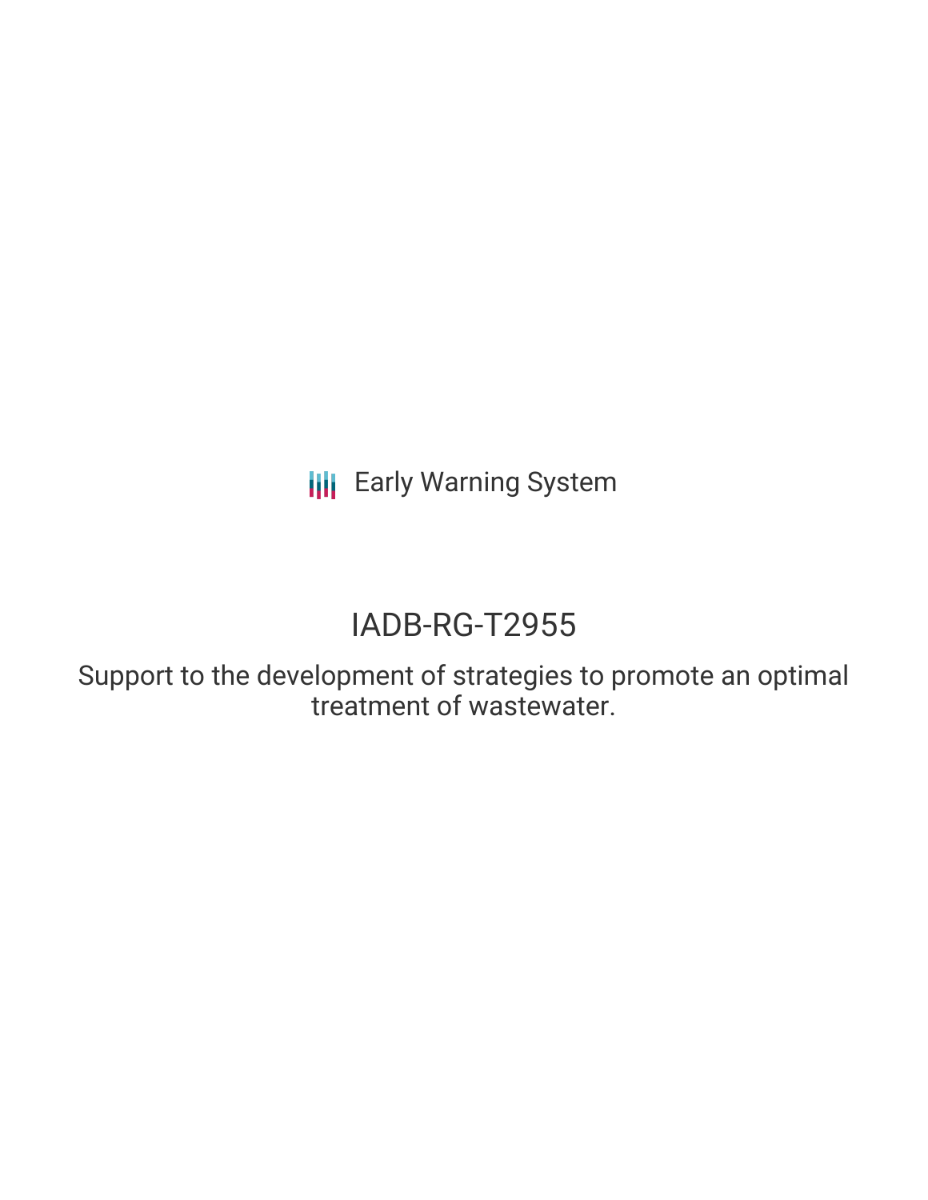Early Warning System

# IADB-RG-T2955

Support to the development of strategies to promote an optimal treatment of wastewater.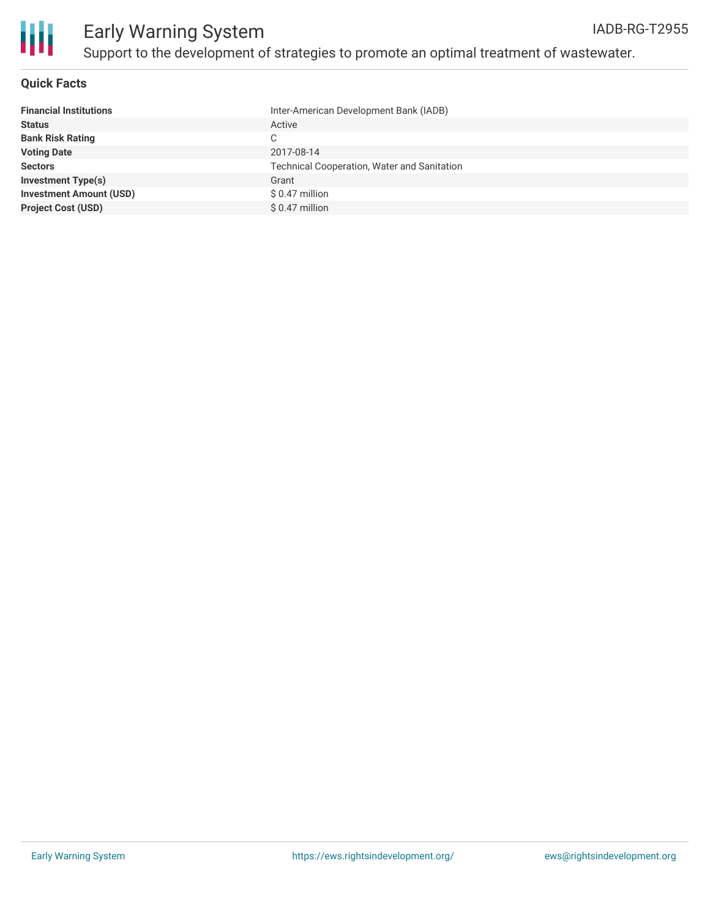# Early Warning System

IADB-RG-T2955

Support to the development of strategies to promote an optimal treatment of wastewater.

## Quick Facts

| | |
|---|---|
| **Financial Institutions** | Inter-American Development Bank (IADB) |
| **Status** | Active |
| **Bank Risk Rating** | C |
| **Voting Date** | 2017-08-14 |
| **Sectors** | Technical Cooperation, Water and Sanitation |
| **Investment Type(s)** | Grant |
| **Investment Amount (USD)** | $ 0.47 million |
| **Project Cost (USD)** | $ 0.47 million |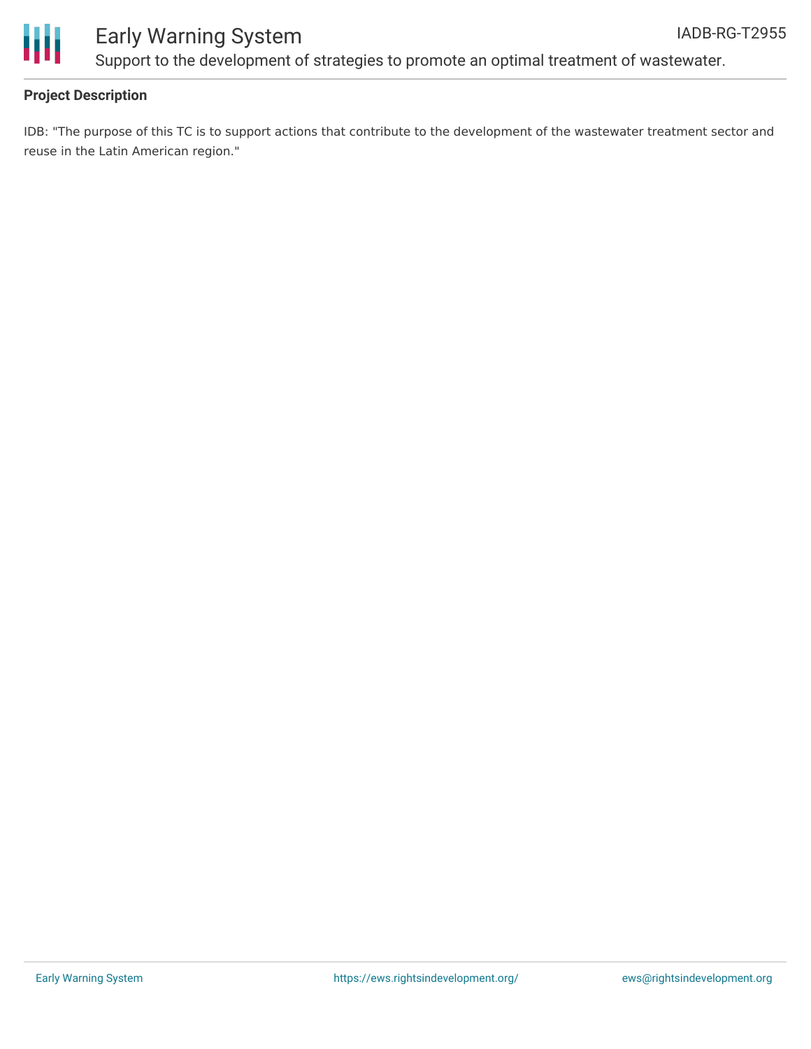## Project Description

IDB: "The purpose of this TC is to support actions that contribute to the development of the wastewater treatment sector and reuse in the Latin American region."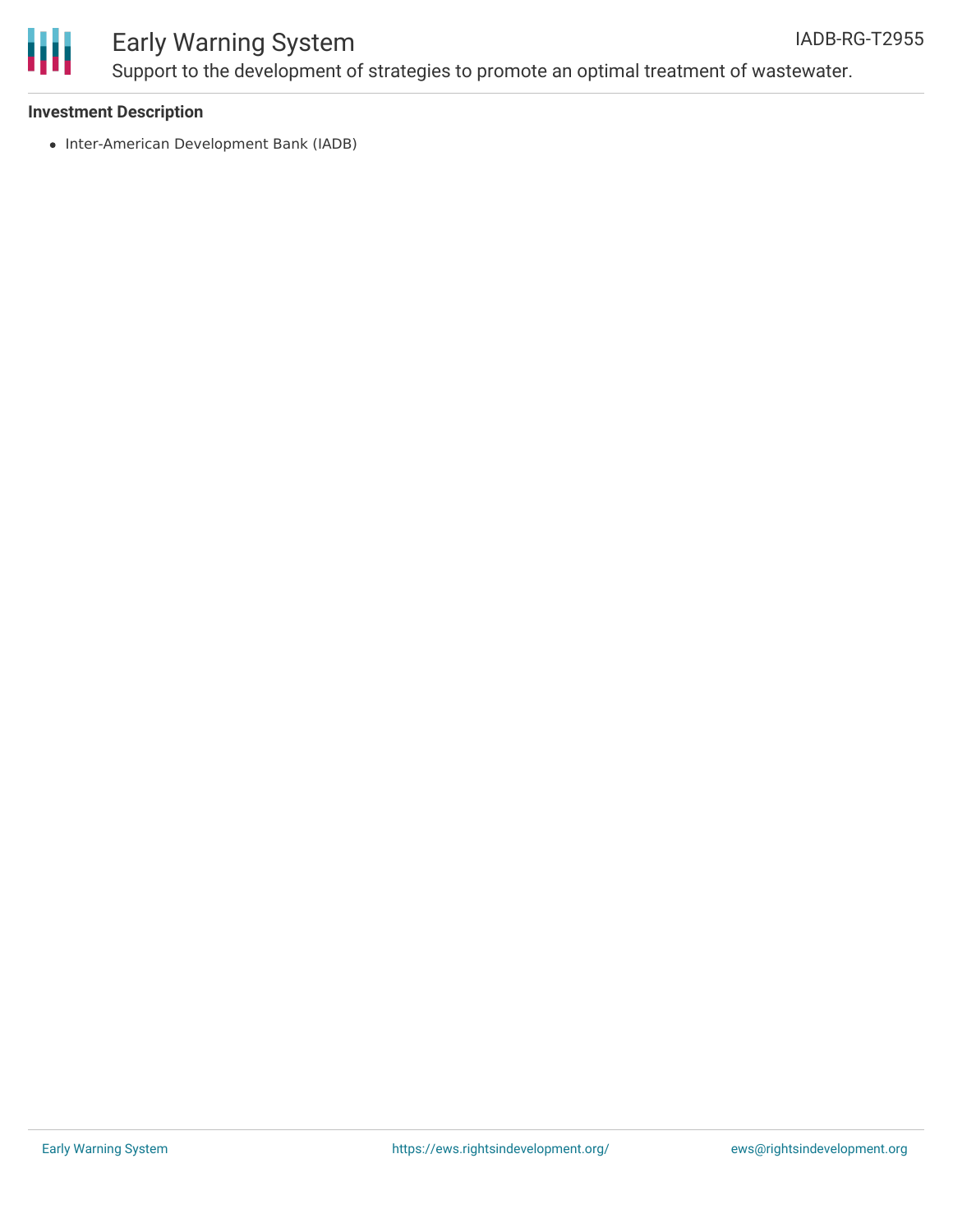## Investment Description

- Inter-American Development Bank (IADB)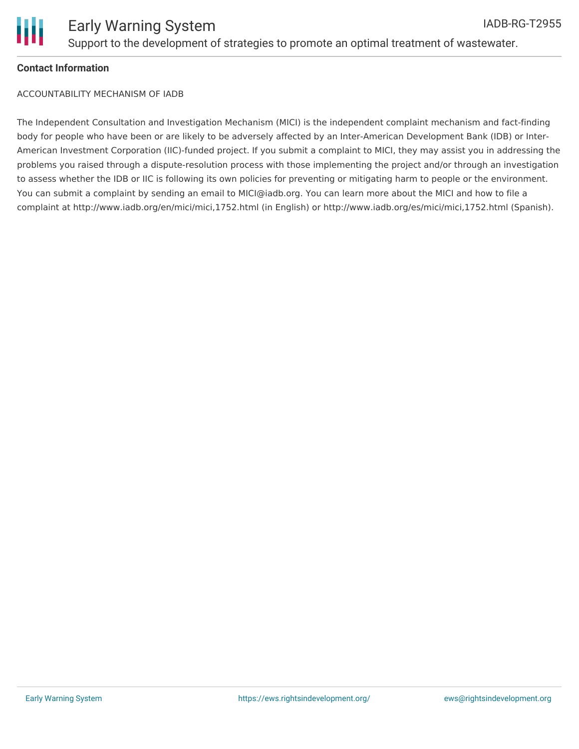**Contact Information**

ACCOUNTABILITY MECHANISM OF IADB

The Independent Consultation and Investigation Mechanism (MICI) is the independent complaint mechanism and fact-finding body for people who have been or are likely to be adversely affected by an Inter-American Development Bank (IDB) or Inter-American Investment Corporation (IIC)-funded project. If you submit a complaint to MICI, they may assist you in addressing the problems you raised through a dispute-resolution process with those implementing the project and/or through an investigation to assess whether the IDB or IIC is following its own policies for preventing or mitigating harm to people or the environment. You can submit a complaint by sending an email to MICI@iadb.org. You can learn more about the MICI and how to file a complaint at http://www.iadb.org/en/mici/mici,1752.html (in English) or http://www.iadb.org/es/mici/mici,1752.html (Spanish).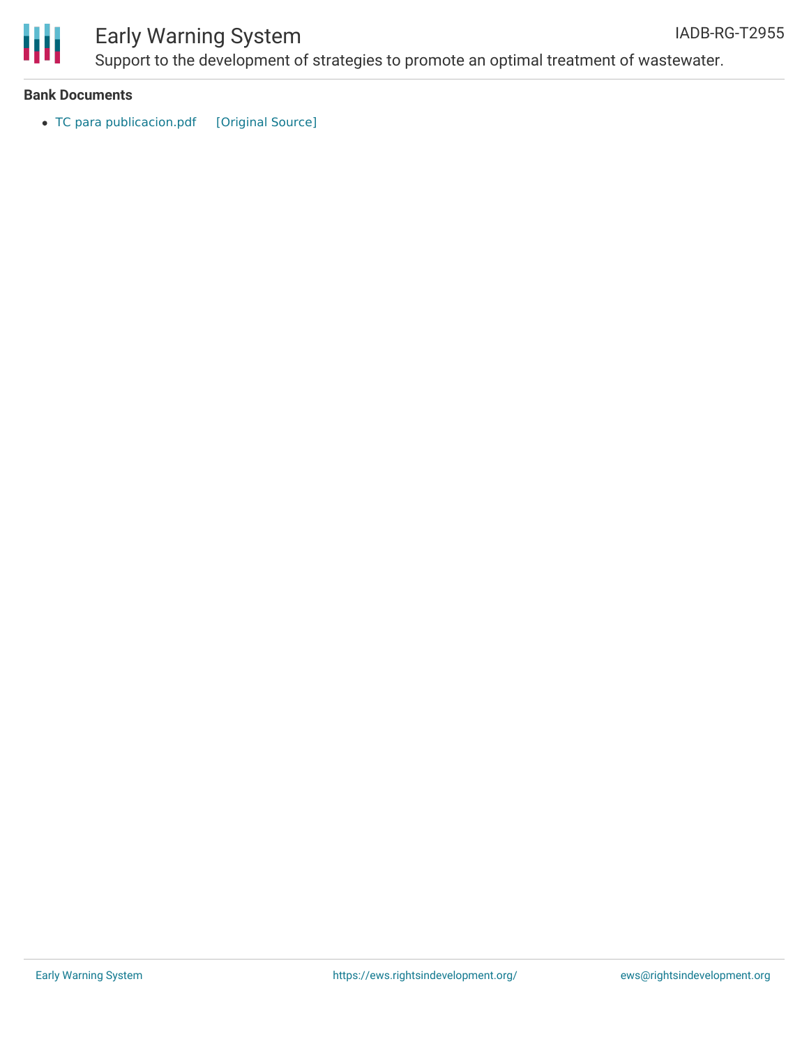## Bank Documents

- TC para publicacion.pdf [Original Source]